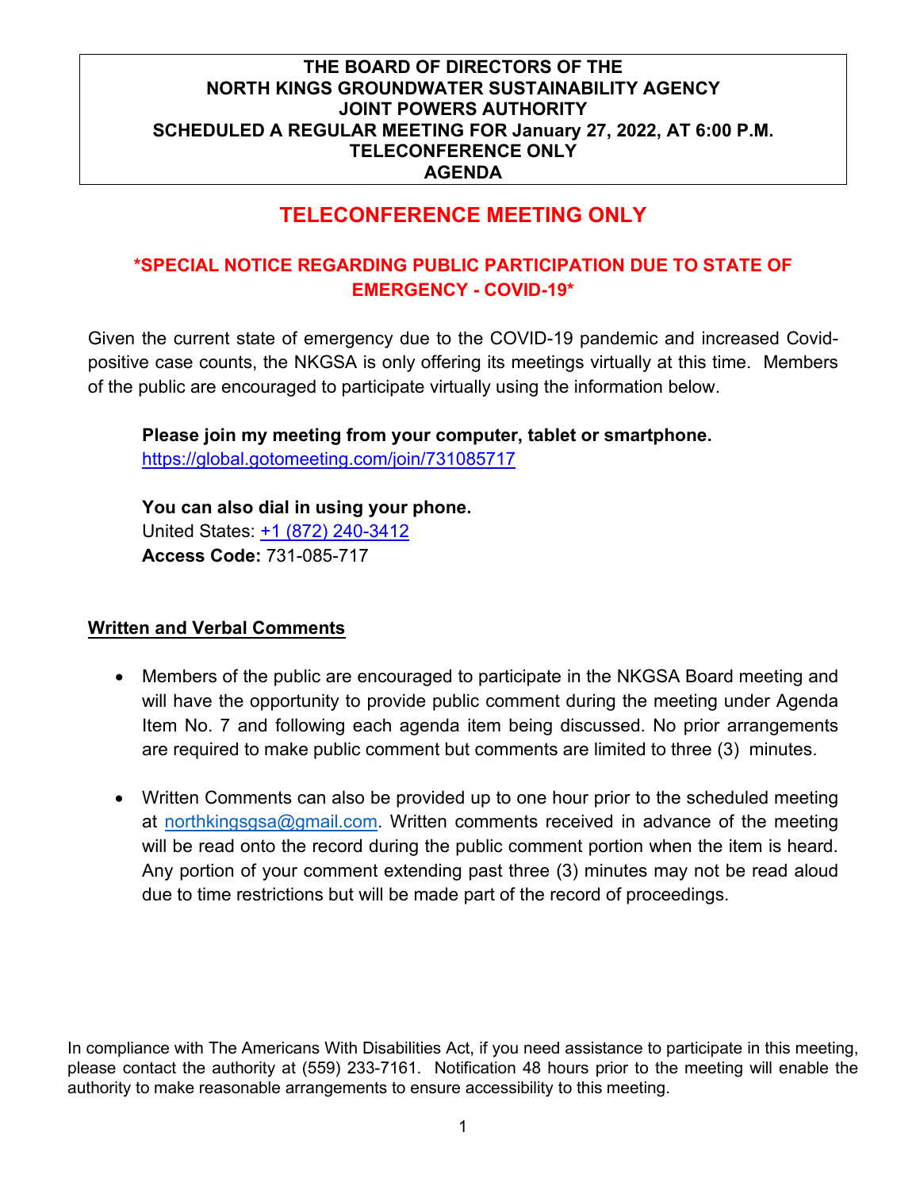**THE BOARD OF DIRECTORS OF THE**
**NORTH KINGS GROUNDWATER SUSTAINABILITY AGENCY**
**JOINT POWERS AUTHORITY**
**SCHEDULED A REGULAR MEETING FOR January 27, 2022, AT 6:00 P.M.**
**TELECONFERENCE ONLY**
**AGENDA**

# TELECONFERENCE MEETING ONLY

## *SPECIAL NOTICE REGARDING PUBLIC PARTICIPATION DUE TO STATE OF EMERGENCY - COVID-19*

Given the current state of emergency due to the COVID-19 pandemic and increased Covid-positive case counts, the NKGSA is only offering its meetings virtually at this time. Members of the public are encouraged to participate virtually using the information below.

**Please join my meeting from your computer, tablet or smartphone.**
https://global.gotomeeting.com/join/731085717

**You can also dial in using your phone.**
United States: +1 (872) 240-3412
**Access Code:** 731-085-717

**Written and Verbal Comments**

- Members of the public are encouraged to participate in the NKGSA Board meeting and will have the opportunity to provide public comment during the meeting under Agenda Item No. 7 and following each agenda item being discussed. No prior arrangements are required to make public comment but comments are limited to three (3) minutes.

- Written Comments can also be provided up to one hour prior to the scheduled meeting at northkingsgsa@gmail.com. Written comments received in advance of the meeting will be read onto the record during the public comment portion when the item is heard. Any portion of your comment extending past three (3) minutes may not be read aloud due to time restrictions but will be made part of the record of proceedings.

In compliance with The Americans With Disabilities Act, if you need assistance to participate in this meeting, please contact the authority at (559) 233-7161. Notification 48 hours prior to the meeting will enable the authority to make reasonable arrangements to ensure accessibility to this meeting.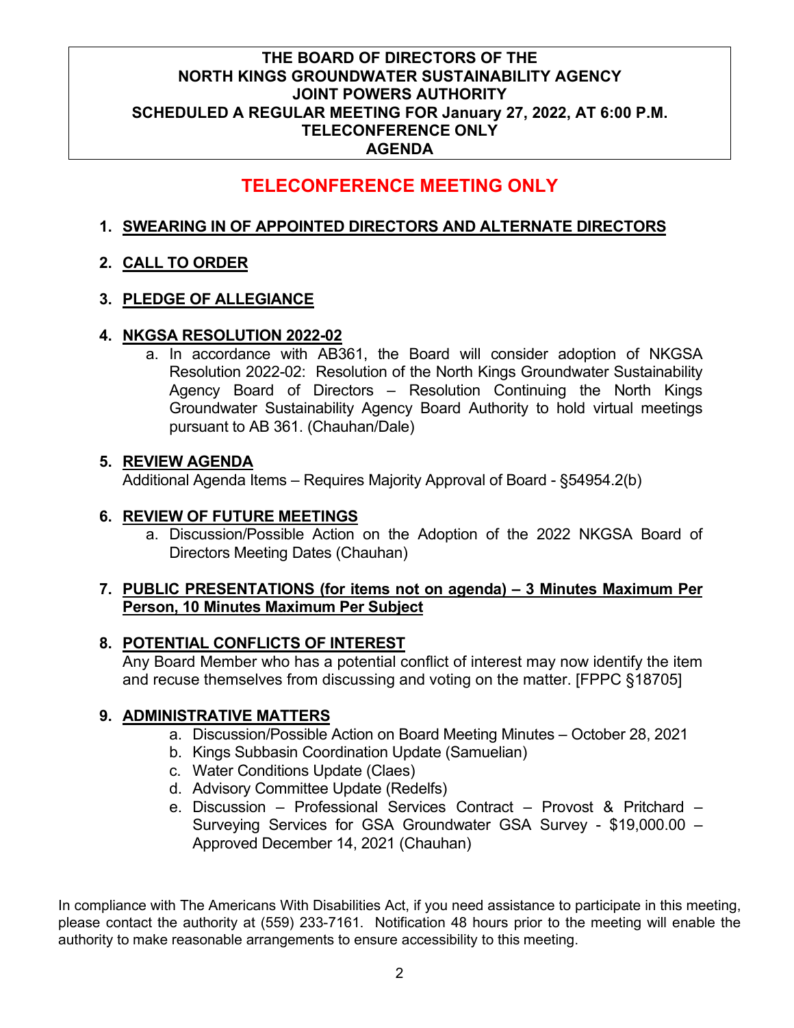**THE BOARD OF DIRECTORS OF THE**
**NORTH KINGS GROUNDWATER SUSTAINABILITY AGENCY**
**JOINT POWERS AUTHORITY**
**SCHEDULED A REGULAR MEETING FOR January 27, 2022, AT 6:00 P.M.**
**TELECONFERENCE ONLY**
**AGENDA**

# TELECONFERENCE MEETING ONLY

1. **SWEARING IN OF APPOINTED DIRECTORS AND ALTERNATE DIRECTORS**

2. **CALL TO ORDER**

3. **PLEDGE OF ALLEGIANCE**

4. **NKGSA RESOLUTION 2022-02**
   a. In accordance with AB361, the Board will consider adoption of NKGSA Resolution 2022-02: Resolution of the North Kings Groundwater Sustainability Agency Board of Directors – Resolution Continuing the North Kings Groundwater Sustainability Agency Board Authority to hold virtual meetings pursuant to AB 361. (Chauhan/Dale)

5. **REVIEW AGENDA**
   Additional Agenda Items – Requires Majority Approval of Board - §54954.2(b)

6. **REVIEW OF FUTURE MEETINGS**
   a. Discussion/Possible Action on the Adoption of the 2022 NKGSA Board of Directors Meeting Dates (Chauhan)

7. **PUBLIC PRESENTATIONS (for items not on agenda) – 3 Minutes Maximum Per Person, 10 Minutes Maximum Per Subject**

8. **POTENTIAL CONFLICTS OF INTEREST**
   Any Board Member who has a potential conflict of interest may now identify the item and recuse themselves from discussing and voting on the matter. [FPPC §18705]

9. **ADMINISTRATIVE MATTERS**
   a. Discussion/Possible Action on Board Meeting Minutes – October 28, 2021
   b. Kings Subbasin Coordination Update (Samuelian)
   c. Water Conditions Update (Claes)
   d. Advisory Committee Update (Redelfs)
   e. Discussion – Professional Services Contract – Provost & Pritchard – Surveying Services for GSA Groundwater GSA Survey - $19,000.00 – Approved December 14, 2021 (Chauhan)

In compliance with The Americans With Disabilities Act, if you need assistance to participate in this meeting, please contact the authority at (559) 233-7161. Notification 48 hours prior to the meeting will enable the authority to make reasonable arrangements to ensure accessibility to this meeting.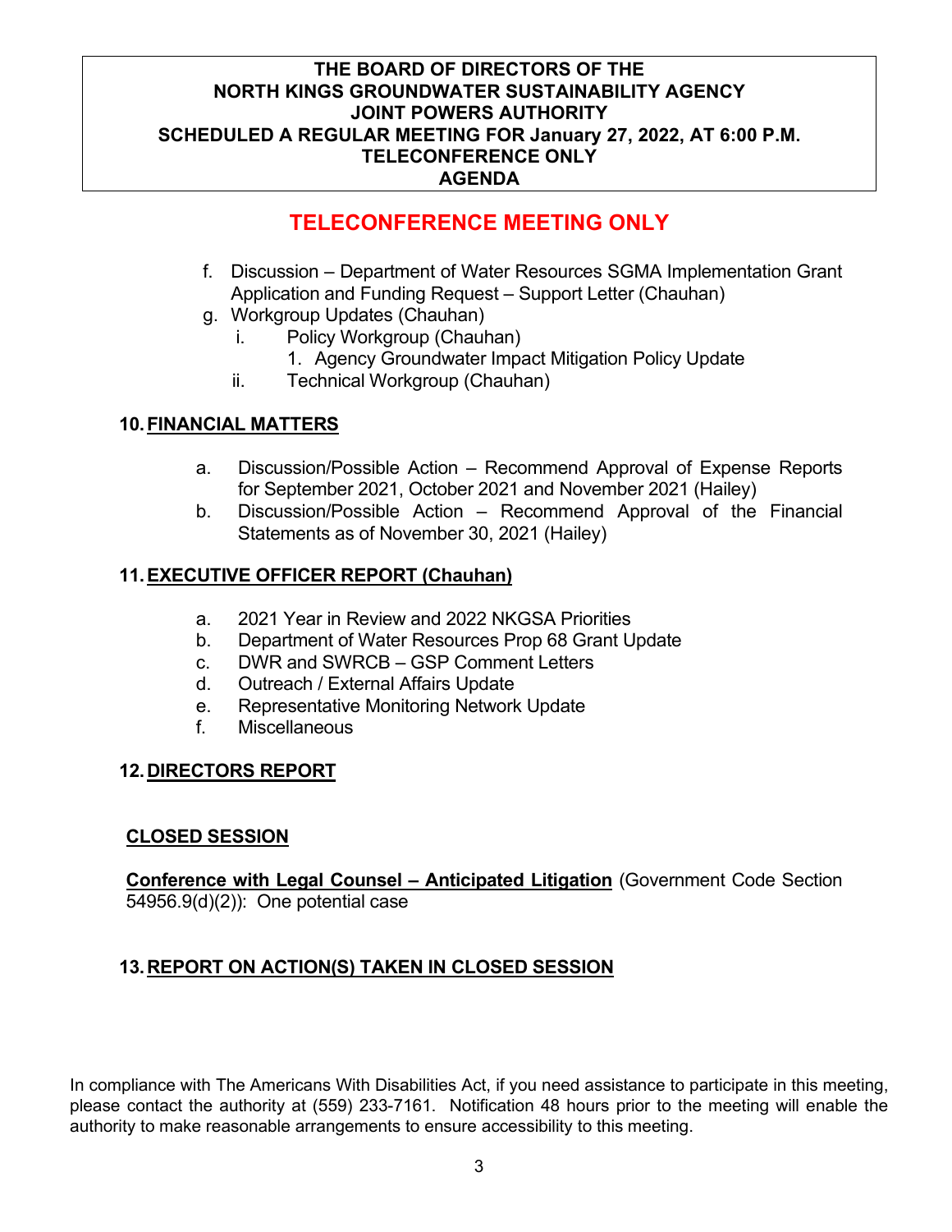**THE BOARD OF DIRECTORS OF THE**
**NORTH KINGS GROUNDWATER SUSTAINABILITY AGENCY**
**JOINT POWERS AUTHORITY**
**SCHEDULED A REGULAR MEETING FOR January 27, 2022, AT 6:00 P.M.**
**TELECONFERENCE ONLY**
**AGENDA**

## TELECONFERENCE MEETING ONLY

f. Discussion – Department of Water Resources SGMA Implementation Grant Application and Funding Request – Support Letter (Chauhan)

g. Workgroup Updates (Chauhan)
   - i. Policy Workgroup (Chauhan)
     1. Agency Groundwater Impact Mitigation Policy Update
   - ii. Technical Workgroup (Chauhan)

**10. FINANCIAL MATTERS**

a. Discussion/Possible Action – Recommend Approval of Expense Reports for September 2021, October 2021 and November 2021 (Hailey)

b. Discussion/Possible Action – Recommend Approval of the Financial Statements as of November 30, 2021 (Hailey)

**11. EXECUTIVE OFFICER REPORT (Chauhan)**

a. 2021 Year in Review and 2022 NKGSA Priorities
b. Department of Water Resources Prop 68 Grant Update
c. DWR and SWRCB – GSP Comment Letters
d. Outreach / External Affairs Update
e. Representative Monitoring Network Update
f. Miscellaneous

**12. DIRECTORS REPORT**

**CLOSED SESSION**

**Conference with Legal Counsel – Anticipated Litigation** (Government Code Section 54956.9(d)(2)): One potential case

**13. REPORT ON ACTION(S) TAKEN IN CLOSED SESSION**

In compliance with The Americans With Disabilities Act, if you need assistance to participate in this meeting, please contact the authority at (559) 233-7161. Notification 48 hours prior to the meeting will enable the authority to make reasonable arrangements to ensure accessibility to this meeting.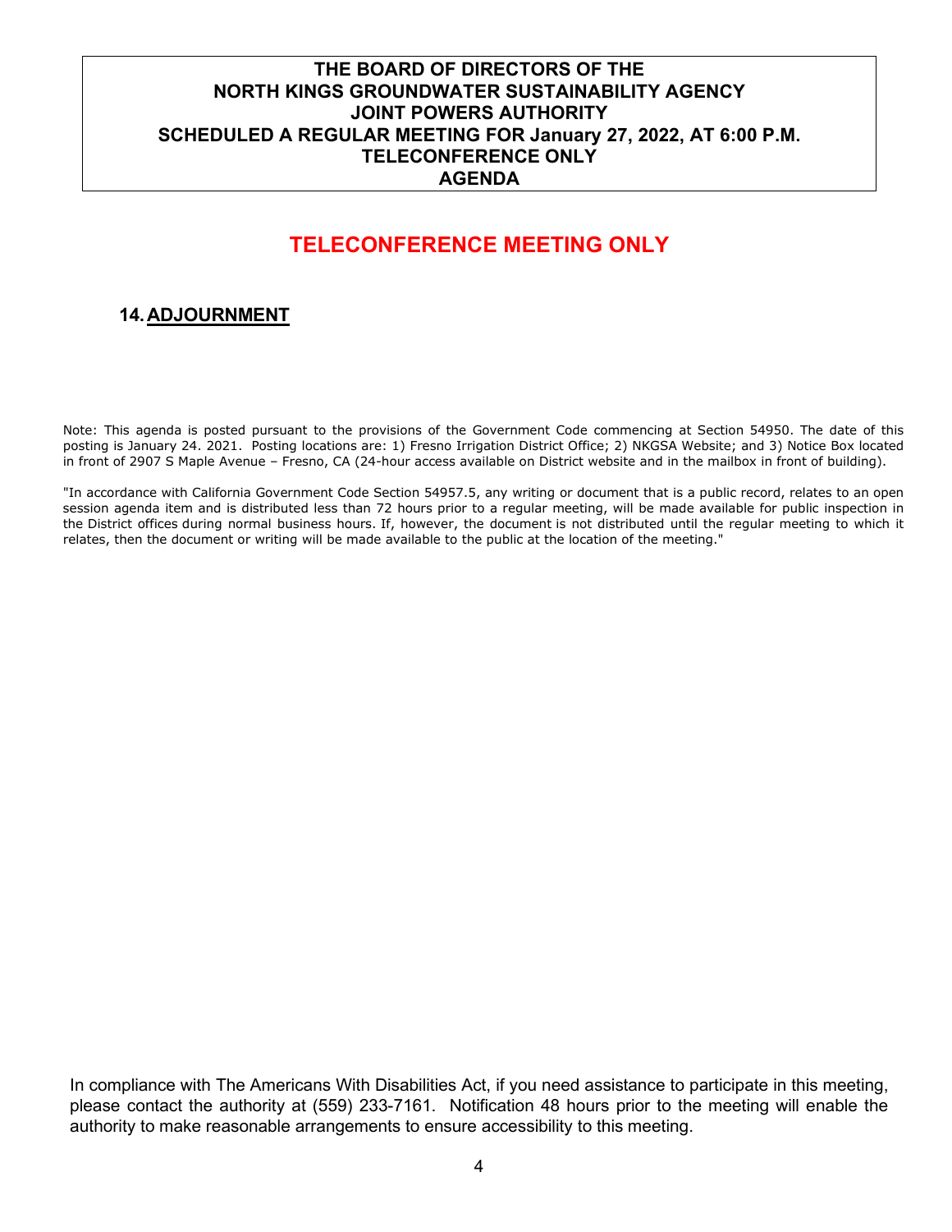**THE BOARD OF DIRECTORS OF THE**
**NORTH KINGS GROUNDWATER SUSTAINABILITY AGENCY**
**JOINT POWERS AUTHORITY**
**SCHEDULED A REGULAR MEETING FOR January 27, 2022, AT 6:00 P.M.**
**TELECONFERENCE ONLY**
**AGENDA**

## TELECONFERENCE MEETING ONLY

### 14. ADJOURNMENT

Note: This agenda is posted pursuant to the provisions of the Government Code commencing at Section 54950. The date of this posting is January 24. 2021. Posting locations are: 1) Fresno Irrigation District Office; 2) NKGSA Website; and 3) Notice Box located in front of 2907 S Maple Avenue – Fresno, CA (24-hour access available on District website and in the mailbox in front of building).

"In accordance with California Government Code Section 54957.5, any writing or document that is a public record, relates to an open session agenda item and is distributed less than 72 hours prior to a regular meeting, will be made available for public inspection in the District offices during normal business hours. If, however, the document is not distributed until the regular meeting to which it relates, then the document or writing will be made available to the public at the location of the meeting."

In compliance with The Americans With Disabilities Act, if you need assistance to participate in this meeting, please contact the authority at (559) 233-7161. Notification 48 hours prior to the meeting will enable the authority to make reasonable arrangements to ensure accessibility to this meeting.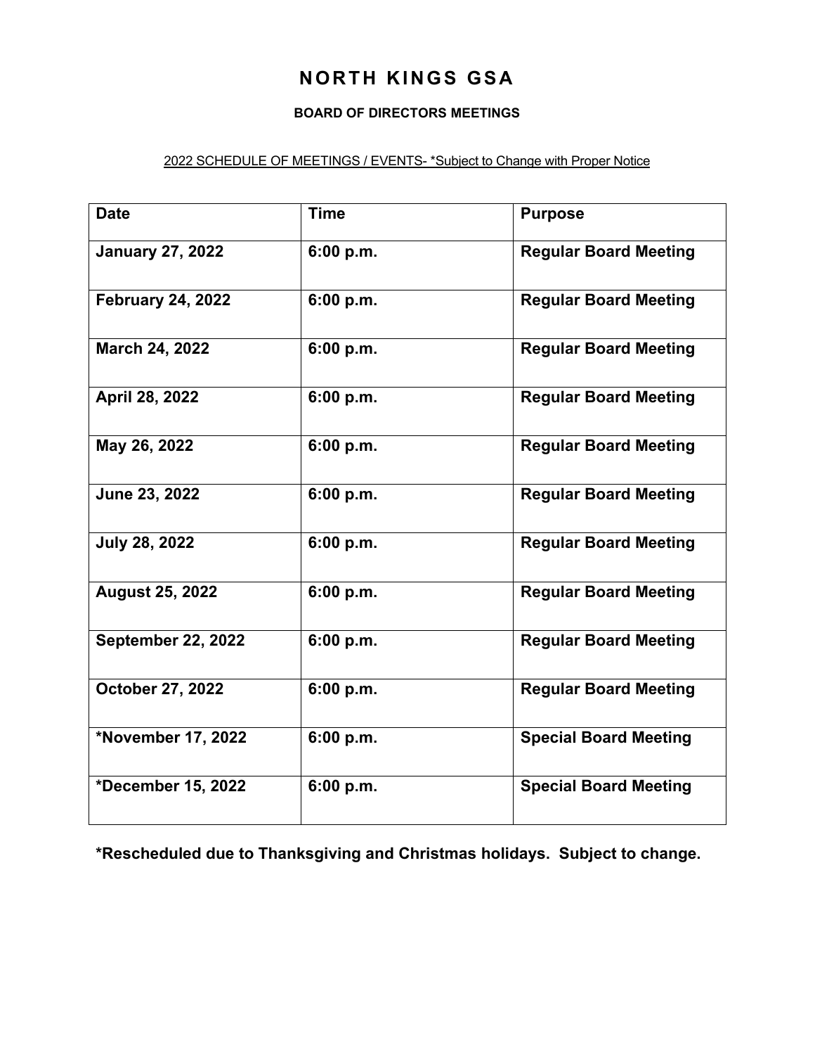# NORTH KINGS GSA

### BOARD OF DIRECTORS MEETINGS

2022 SCHEDULE OF MEETINGS / EVENTS- *Subject to Change with Proper Notice

| Date | Time | Purpose |
|---|---|---|
| **January 27, 2022** | **6:00 p.m.** | **Regular Board Meeting** |
| **February 24, 2022** | **6:00 p.m.** | **Regular Board Meeting** |
| **March 24, 2022** | **6:00 p.m.** | **Regular Board Meeting** |
| **April 28, 2022** | **6:00 p.m.** | **Regular Board Meeting** |
| **May 26, 2022** | **6:00 p.m.** | **Regular Board Meeting** |
| **June 23, 2022** | **6:00 p.m.** | **Regular Board Meeting** |
| **July 28, 2022** | **6:00 p.m.** | **Regular Board Meeting** |
| **August 25, 2022** | **6:00 p.m.** | **Regular Board Meeting** |
| **September 22, 2022** | **6:00 p.m.** | **Regular Board Meeting** |
| **October 27, 2022** | **6:00 p.m.** | **Regular Board Meeting** |
| ***November 17, 2022** | **6:00 p.m.** | **Special Board Meeting** |
| ***December 15, 2022** | **6:00 p.m.** | **Special Board Meeting** |

**\*Rescheduled due to Thanksgiving and Christmas holidays. Subject to change.**